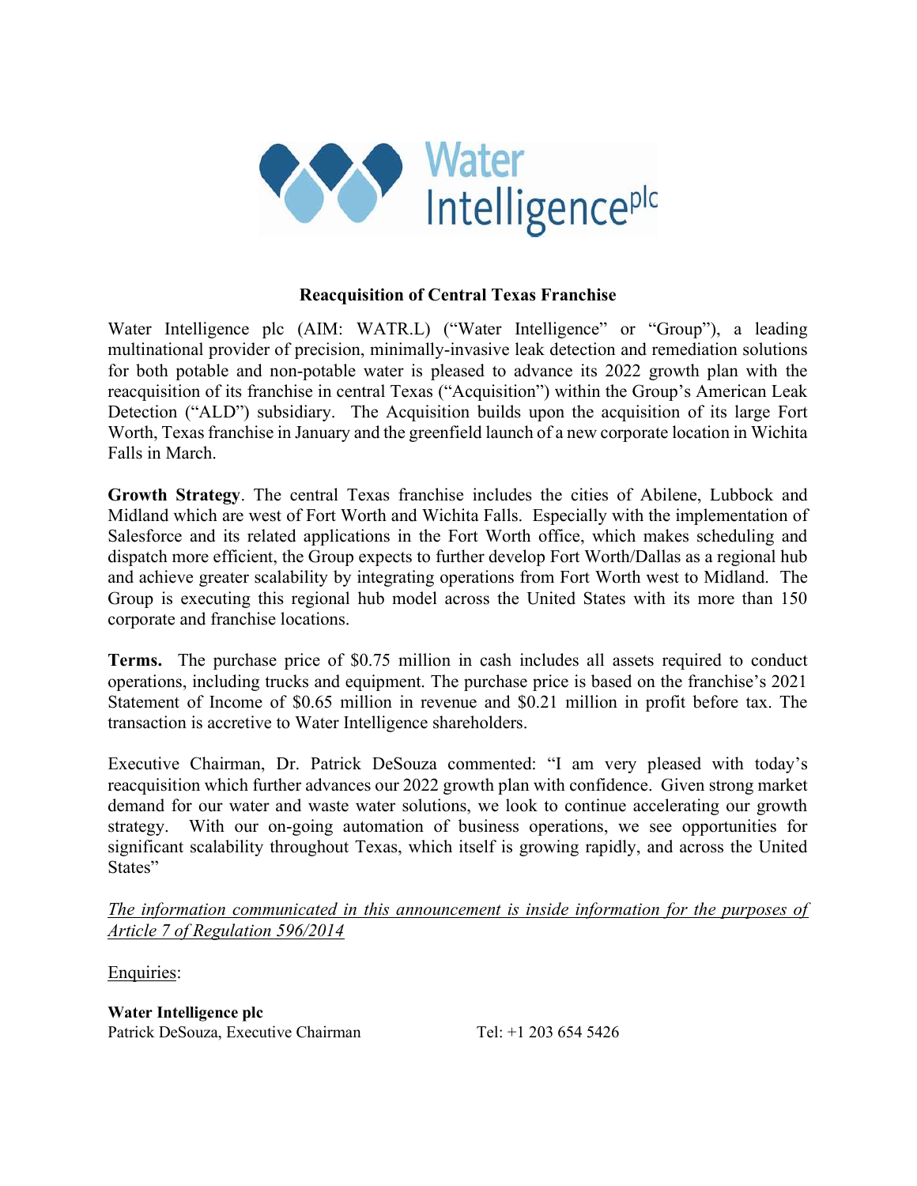# Reacquisition of Central Texas Franchise

Water Intelligence plc (AIM: WATR.L) ("Water Intelligence" or "Group"), a leading multinational provider of precision, minimally-invasive leak detection and remediation solutions for both potable and non-potable water is pleased to advance its 2022 growth plan with the reacquisition of its franchise in central Texas ("Acquisition") within the Group's American Leak Detection ("ALD") subsidiary. The Acquisition builds upon the acquisition of its large Fort Worth, Texas franchise in January and the greenfield launch of a new corporate location in Wichita Falls in March.

**Growth Strategy**. The central Texas franchise includes the cities of Abilene, Lubbock and Midland which are west of Fort Worth and Wichita Falls. Especially with the implementation of Salesforce and its related applications in the Fort Worth office, which makes scheduling and dispatch more efficient, the Group expects to further develop Fort Worth/Dallas as a regional hub and achieve greater scalability by integrating operations from Fort Worth west to Midland. The Group is executing this regional hub model across the United States with its more than 150 corporate and franchise locations.

**Terms.** The purchase price of $0.75 million in cash includes all assets required to conduct operations, including trucks and equipment. The purchase price is based on the franchise's 2021 Statement of Income of $0.65 million in revenue and $0.21 million in profit before tax. The transaction is accretive to Water Intelligence shareholders.

Executive Chairman, Dr. Patrick DeSouza commented: "I am very pleased with today's reacquisition which further advances our 2022 growth plan with confidence. Given strong market demand for our water and waste water solutions, we look to continue accelerating our growth strategy. With our on-going automation of business operations, we see opportunities for significant scalability throughout Texas, which itself is growing rapidly, and across the United States"

*The information communicated in this announcement is inside information for the purposes of Article 7 of Regulation 596/2014*

Enquiries:

**Water Intelligence plc**
Patrick DeSouza, Executive Chairman          Tel: +1 203 654 5426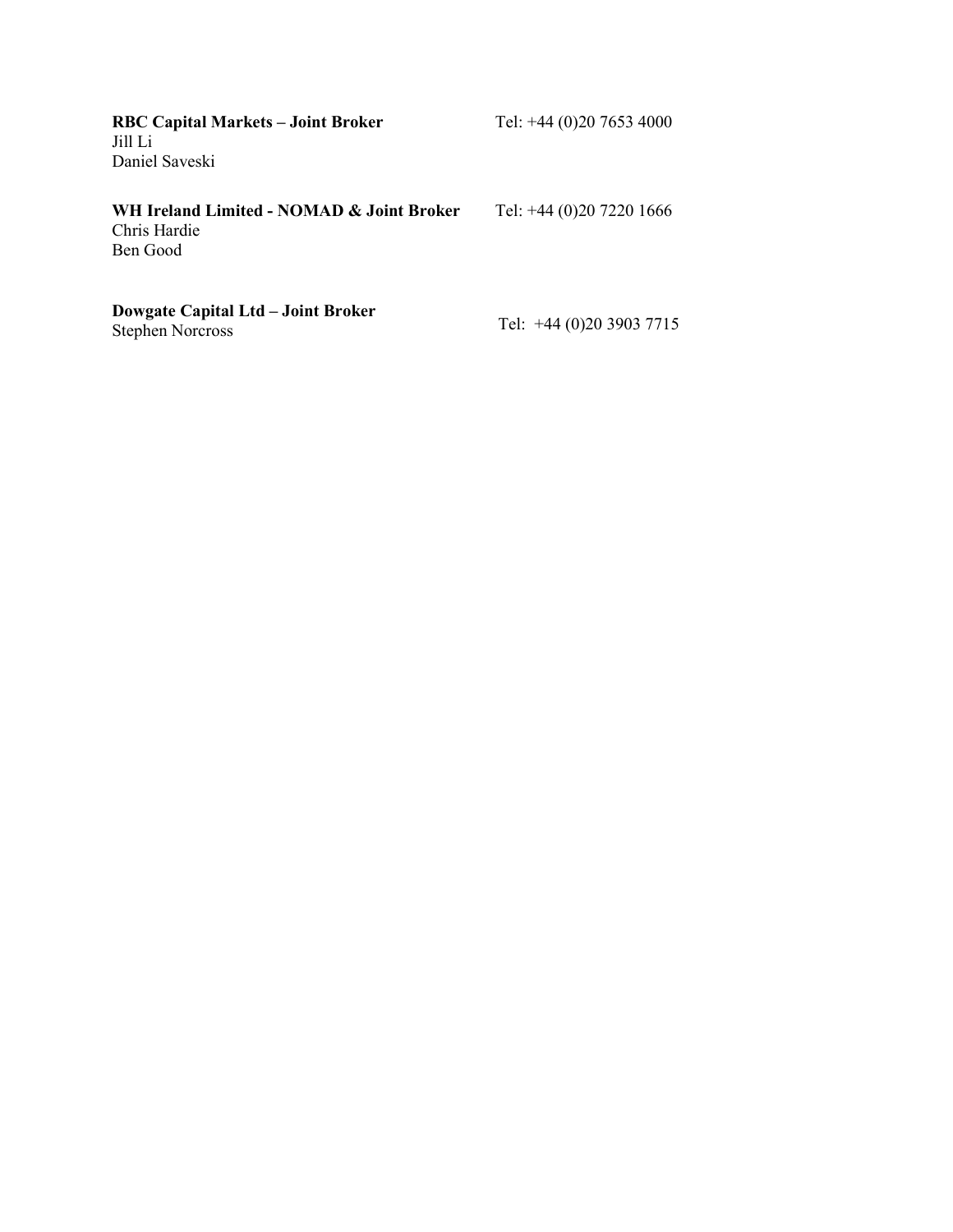**RBC Capital Markets – Joint Broker** Tel: +44 (0)20 7653 4000
Jill Li
Daniel Saveski

**WH Ireland Limited - NOMAD & Joint Broker** Tel: +44 (0)20 7220 1666
Chris Hardie
Ben Good

**Dowgate Capital Ltd – Joint Broker** Tel: +44 (0)20 3903 7715
Stephen Norcross